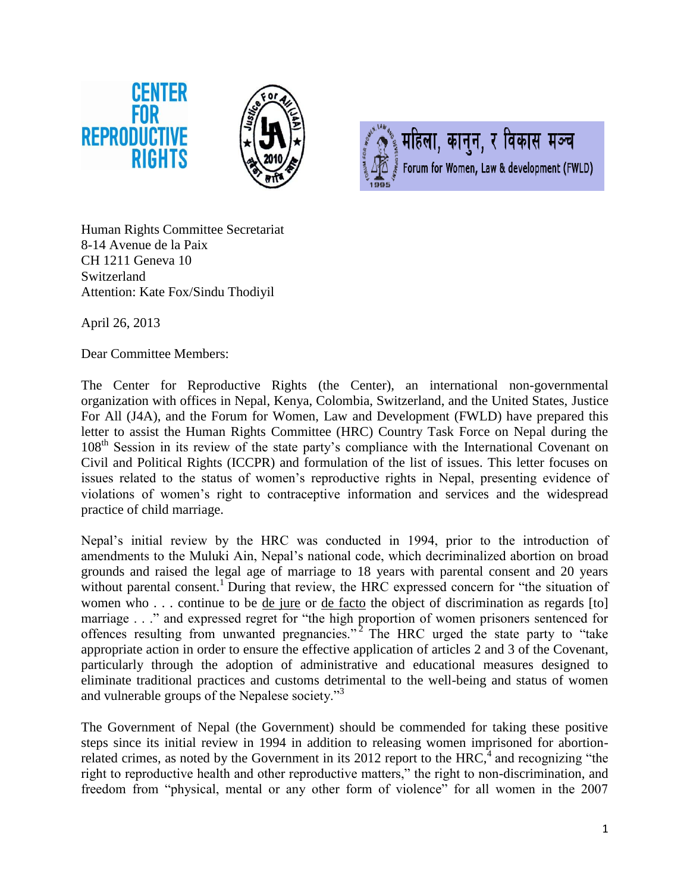CENTER FOR REPRODUCTIVE RIGHTS

महिला, कानुन, र विकास मञ्च
Forum for Women, Law & development (FWLD)

Human Rights Committee Secretariat
8-14 Avenue de la Paix
CH 1211 Geneva 10
Switzerland
Attention: Kate Fox/Sindu Thodiyil

April 26, 2013

Dear Committee Members:

The Center for Reproductive Rights (the Center), an international non-governmental organization with offices in Nepal, Kenya, Colombia, Switzerland, and the United States, Justice For All (J4A), and the Forum for Women, Law and Development (FWLD) have prepared this letter to assist the Human Rights Committee (HRC) Country Task Force on Nepal during the 108th Session in its review of the state party's compliance with the International Covenant on Civil and Political Rights (ICCPR) and formulation of the list of issues. This letter focuses on issues related to the status of women's reproductive rights in Nepal, presenting evidence of violations of women's right to contraceptive information and services and the widespread practice of child marriage.

Nepal's initial review by the HRC was conducted in 1994, prior to the introduction of amendments to the Muluki Ain, Nepal's national code, which decriminalized abortion on broad grounds and raised the legal age of marriage to 18 years with parental consent and 20 years without parental consent.[1] During that review, the HRC expressed concern for "the situation of women who . . . continue to be de jure or de facto the object of discrimination as regards [to] marriage . . ." and expressed regret for "the high proportion of women prisoners sentenced for offences resulting from unwanted pregnancies."[2] The HRC urged the state party to "take appropriate action in order to ensure the effective application of articles 2 and 3 of the Covenant, particularly through the adoption of administrative and educational measures designed to eliminate traditional practices and customs detrimental to the well-being and status of women and vulnerable groups of the Nepalese society."[3]

The Government of Nepal (the Government) should be commended for taking these positive steps since its initial review in 1994 in addition to releasing women imprisoned for abortion-related crimes, as noted by the Government in its 2012 report to the HRC,[4] and recognizing "the right to reproductive health and other reproductive matters," the right to non-discrimination, and freedom from "physical, mental or any other form of violence" for all women in the 2007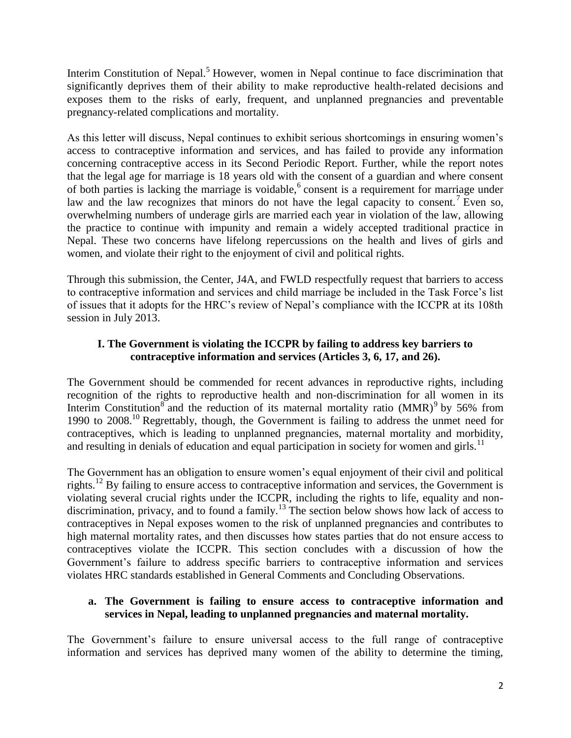Interim Constitution of Nepal.[5] However, women in Nepal continue to face discrimination that significantly deprives them of their ability to make reproductive health-related decisions and exposes them to the risks of early, frequent, and unplanned pregnancies and preventable pregnancy-related complications and mortality.

As this letter will discuss, Nepal continues to exhibit serious shortcomings in ensuring women's access to contraceptive information and services, and has failed to provide any information concerning contraceptive access in its Second Periodic Report. Further, while the report notes that the legal age for marriage is 18 years old with the consent of a guardian and where consent of both parties is lacking the marriage is voidable,[6] consent is a requirement for marriage under law and the law recognizes that minors do not have the legal capacity to consent.[7] Even so, overwhelming numbers of underage girls are married each year in violation of the law, allowing the practice to continue with impunity and remain a widely accepted traditional practice in Nepal. These two concerns have lifelong repercussions on the health and lives of girls and women, and violate their right to the enjoyment of civil and political rights.

Through this submission, the Center, J4A, and FWLD respectfully request that barriers to access to contraceptive information and services and child marriage be included in the Task Force's list of issues that it adopts for the HRC's review of Nepal's compliance with the ICCPR at its 108th session in July 2013.

## I. The Government is violating the ICCPR by failing to address key barriers to contraceptive information and services (Articles 3, 6, 17, and 26).

The Government should be commended for recent advances in reproductive rights, including recognition of the rights to reproductive health and non-discrimination for all women in its Interim Constitution[8] and the reduction of its maternal mortality ratio (MMR)[9] by 56% from 1990 to 2008.[10] Regrettably, though, the Government is failing to address the unmet need for contraceptives, which is leading to unplanned pregnancies, maternal mortality and morbidity, and resulting in denials of education and equal participation in society for women and girls.[11]

The Government has an obligation to ensure women's equal enjoyment of their civil and political rights.[12] By failing to ensure access to contraceptive information and services, the Government is violating several crucial rights under the ICCPR, including the rights to life, equality and non-discrimination, privacy, and to found a family.[13] The section below shows how lack of access to contraceptives in Nepal exposes women to the risk of unplanned pregnancies and contributes to high maternal mortality rates, and then discusses how states parties that do not ensure access to contraceptives violate the ICCPR. This section concludes with a discussion of how the Government's failure to address specific barriers to contraceptive information and services violates HRC standards established in General Comments and Concluding Observations.

### a. The Government is failing to ensure access to contraceptive information and services in Nepal, leading to unplanned pregnancies and maternal mortality.

The Government's failure to ensure universal access to the full range of contraceptive information and services has deprived many women of the ability to determine the timing,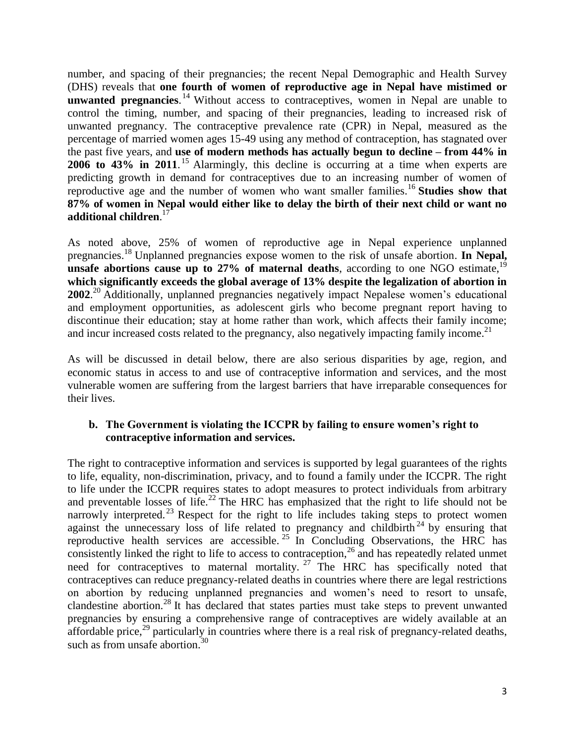number, and spacing of their pregnancies; the recent Nepal Demographic and Health Survey (DHS) reveals that **one fourth of women of reproductive age in Nepal have mistimed or unwanted pregnancies**.[14] Without access to contraceptives, women in Nepal are unable to control the timing, number, and spacing of their pregnancies, leading to increased risk of unwanted pregnancy. The contraceptive prevalence rate (CPR) in Nepal, measured as the percentage of married women ages 15-49 using any method of contraception, has stagnated over the past five years, and **use of modern methods has actually begun to decline – from 44% in 2006 to 43% in 2011**.[15] Alarmingly, this decline is occurring at a time when experts are predicting growth in demand for contraceptives due to an increasing number of women of reproductive age and the number of women who want smaller families.[16] **Studies show that 87% of women in Nepal would either like to delay the birth of their next child or want no additional children**.[17]

As noted above, 25% of women of reproductive age in Nepal experience unplanned pregnancies.[18] Unplanned pregnancies expose women to the risk of unsafe abortion. **In Nepal, unsafe abortions cause up to 27% of maternal deaths**, according to one NGO estimate,[19] **which significantly exceeds the global average of 13% despite the legalization of abortion in 2002**.[20] Additionally, unplanned pregnancies negatively impact Nepalese women's educational and employment opportunities, as adolescent girls who become pregnant report having to discontinue their education; stay at home rather than work, which affects their family income; and incur increased costs related to the pregnancy, also negatively impacting family income.[21]

As will be discussed in detail below, there are also serious disparities by age, region, and economic status in access to and use of contraceptive information and services, and the most vulnerable women are suffering from the largest barriers that have irreparable consequences for their lives.

### b. The Government is violating the ICCPR by failing to ensure women's right to contraceptive information and services.

The right to contraceptive information and services is supported by legal guarantees of the rights to life, equality, non-discrimination, privacy, and to found a family under the ICCPR. The right to life under the ICCPR requires states to adopt measures to protect individuals from arbitrary and preventable losses of life.[22] The HRC has emphasized that the right to life should not be narrowly interpreted.[23] Respect for the right to life includes taking steps to protect women against the unnecessary loss of life related to pregnancy and childbirth[24] by ensuring that reproductive health services are accessible.[25] In Concluding Observations, the HRC has consistently linked the right to life to access to contraception,[26] and has repeatedly related unmet need for contraceptives to maternal mortality.[27] The HRC has specifically noted that contraceptives can reduce pregnancy-related deaths in countries where there are legal restrictions on abortion by reducing unplanned pregnancies and women's need to resort to unsafe, clandestine abortion.[28] It has declared that states parties must take steps to prevent unwanted pregnancies by ensuring a comprehensive range of contraceptives are widely available at an affordable price,[29] particularly in countries where there is a real risk of pregnancy-related deaths, such as from unsafe abortion.[30]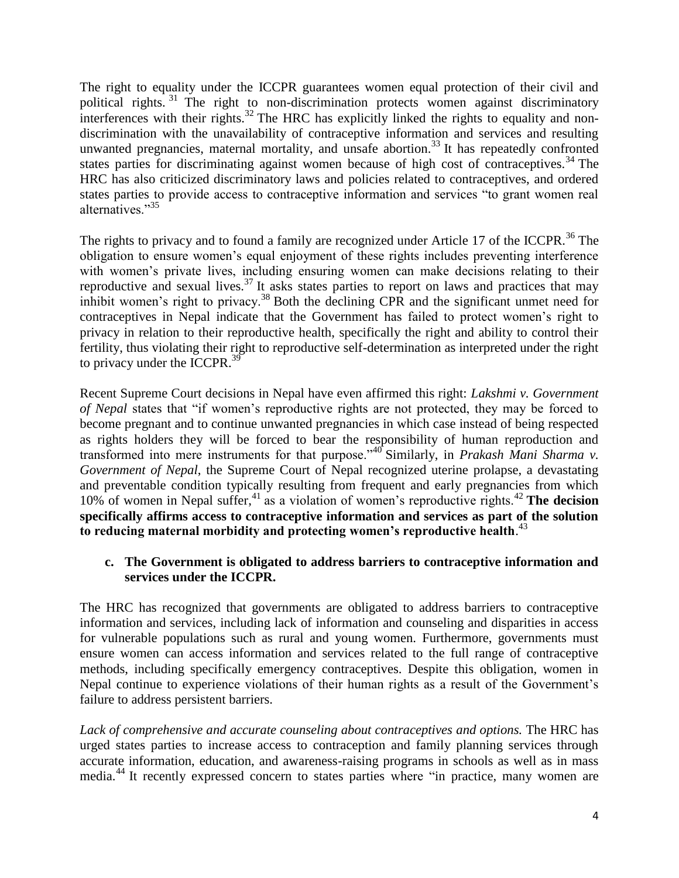The right to equality under the ICCPR guarantees women equal protection of their civil and political rights.[31] The right to non-discrimination protects women against discriminatory interferences with their rights.[32] The HRC has explicitly linked the rights to equality and non-discrimination with the unavailability of contraceptive information and services and resulting unwanted pregnancies, maternal mortality, and unsafe abortion.[33] It has repeatedly confronted states parties for discriminating against women because of high cost of contraceptives.[34] The HRC has also criticized discriminatory laws and policies related to contraceptives, and ordered states parties to provide access to contraceptive information and services "to grant women real alternatives."[35]

The rights to privacy and to found a family are recognized under Article 17 of the ICCPR.[36] The obligation to ensure women's equal enjoyment of these rights includes preventing interference with women's private lives, including ensuring women can make decisions relating to their reproductive and sexual lives.[37] It asks states parties to report on laws and practices that may inhibit women's right to privacy.[38] Both the declining CPR and the significant unmet need for contraceptives in Nepal indicate that the Government has failed to protect women's right to privacy in relation to their reproductive health, specifically the right and ability to control their fertility, thus violating their right to reproductive self-determination as interpreted under the right to privacy under the ICCPR.[39]

Recent Supreme Court decisions in Nepal have even affirmed this right: *Lakshmi v. Government of Nepal* states that "if women's reproductive rights are not protected, they may be forced to become pregnant and to continue unwanted pregnancies in which case instead of being respected as rights holders they will be forced to bear the responsibility of human reproduction and transformed into mere instruments for that purpose."[40] Similarly, in *Prakash Mani Sharma v. Government of Nepal*, the Supreme Court of Nepal recognized uterine prolapse, a devastating and preventable condition typically resulting from frequent and early pregnancies from which 10% of women in Nepal suffer,[41] as a violation of women's reproductive rights.[42] **The decision specifically affirms access to contraceptive information and services as part of the solution to reducing maternal morbidity and protecting women's reproductive health**.[43]

### c. The Government is obligated to address barriers to contraceptive information and services under the ICCPR.

The HRC has recognized that governments are obligated to address barriers to contraceptive information and services, including lack of information and counseling and disparities in access for vulnerable populations such as rural and young women. Furthermore, governments must ensure women can access information and services related to the full range of contraceptive methods, including specifically emergency contraceptives. Despite this obligation, women in Nepal continue to experience violations of their human rights as a result of the Government's failure to address persistent barriers.

*Lack of comprehensive and accurate counseling about contraceptives and options.* The HRC has urged states parties to increase access to contraception and family planning services through accurate information, education, and awareness-raising programs in schools as well as in mass media.[44] It recently expressed concern to states parties where "in practice, many women are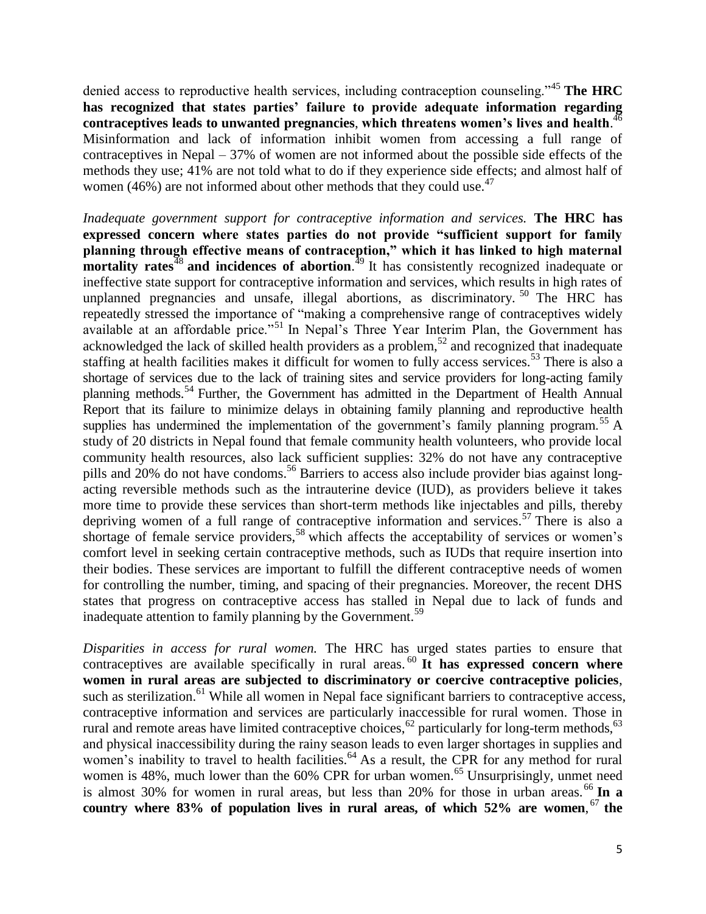denied access to reproductive health services, including contraception counseling."[45] **The HRC has recognized that states parties' failure to provide adequate information regarding contraceptives leads to unwanted pregnancies**, **which threatens women's lives and health**.[46] Misinformation and lack of information inhibit women from accessing a full range of contraceptives in Nepal – 37% of women are not informed about the possible side effects of the methods they use; 41% are not told what to do if they experience side effects; and almost half of women (46%) are not informed about other methods that they could use.[47]

*Inadequate government support for contraceptive information and services.* **The HRC has expressed concern where states parties do not provide "sufficient support for family planning through effective means of contraception," which it has linked to high maternal mortality rates**[48] **and incidences of abortion**.[49] It has consistently recognized inadequate or ineffective state support for contraceptive information and services, which results in high rates of unplanned pregnancies and unsafe, illegal abortions, as discriminatory.[50] The HRC has repeatedly stressed the importance of "making a comprehensive range of contraceptives widely available at an affordable price."[51] In Nepal's Three Year Interim Plan, the Government has acknowledged the lack of skilled health providers as a problem,[52] and recognized that inadequate staffing at health facilities makes it difficult for women to fully access services.[53] There is also a shortage of services due to the lack of training sites and service providers for long-acting family planning methods.[54] Further, the Government has admitted in the Department of Health Annual Report that its failure to minimize delays in obtaining family planning and reproductive health supplies has undermined the implementation of the government's family planning program.[55] A study of 20 districts in Nepal found that female community health volunteers, who provide local community health resources, also lack sufficient supplies: 32% do not have any contraceptive pills and 20% do not have condoms.[56] Barriers to access also include provider bias against long-acting reversible methods such as the intrauterine device (IUD), as providers believe it takes more time to provide these services than short-term methods like injectables and pills, thereby depriving women of a full range of contraceptive information and services.[57] There is also a shortage of female service providers,[58] which affects the acceptability of services or women's comfort level in seeking certain contraceptive methods, such as IUDs that require insertion into their bodies. These services are important to fulfill the different contraceptive needs of women for controlling the number, timing, and spacing of their pregnancies. Moreover, the recent DHS states that progress on contraceptive access has stalled in Nepal due to lack of funds and inadequate attention to family planning by the Government.[59]

*Disparities in access for rural women.* The HRC has urged states parties to ensure that contraceptives are available specifically in rural areas.[60] **It has expressed concern where women in rural areas are subjected to discriminatory or coercive contraceptive policies**, such as sterilization.[61] While all women in Nepal face significant barriers to contraceptive access, contraceptive information and services are particularly inaccessible for rural women. Those in rural and remote areas have limited contraceptive choices,[62] particularly for long-term methods,[63] and physical inaccessibility during the rainy season leads to even larger shortages in supplies and women's inability to travel to health facilities.[64] As a result, the CPR for any method for rural women is 48%, much lower than the 60% CPR for urban women.[65] Unsurprisingly, unmet need is almost 30% for women in rural areas, but less than 20% for those in urban areas.[66] **In a country where 83% of population lives in rural areas, of which 52% are women**,[67] **the**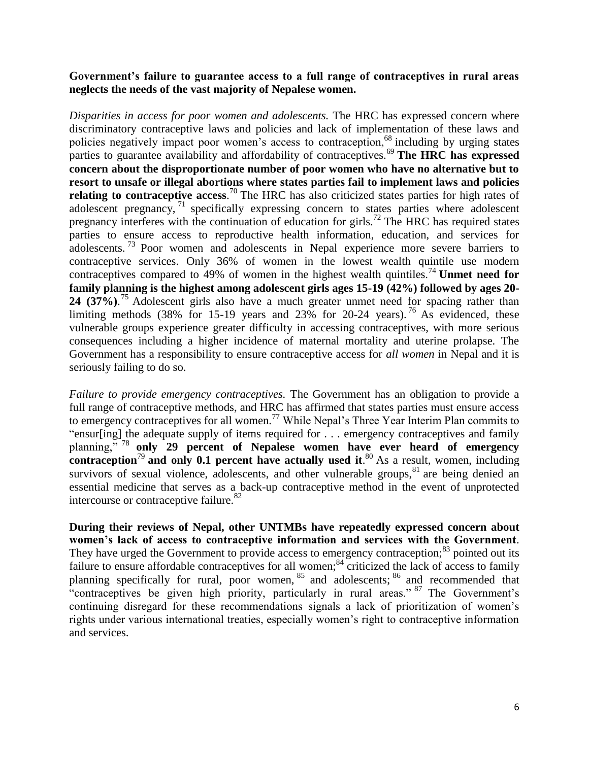**Government's failure to guarantee access to a full range of contraceptives in rural areas neglects the needs of the vast majority of Nepalese women.**

*Disparities in access for poor women and adolescents.* The HRC has expressed concern where discriminatory contraceptive laws and policies and lack of implementation of these laws and policies negatively impact poor women's access to contraception,[68] including by urging states parties to guarantee availability and affordability of contraceptives.[69] **The HRC has expressed concern about the disproportionate number of poor women who have no alternative but to resort to unsafe or illegal abortions where states parties fail to implement laws and policies relating to contraceptive access**.[70] The HRC has also criticized states parties for high rates of adolescent pregnancy,[71] specifically expressing concern to states parties where adolescent pregnancy interferes with the continuation of education for girls.[72] The HRC has required states parties to ensure access to reproductive health information, education, and services for adolescents.[73] Poor women and adolescents in Nepal experience more severe barriers to contraceptive services. Only 36% of women in the lowest wealth quintile use modern contraceptives compared to 49% of women in the highest wealth quintiles.[74] **Unmet need for family planning is the highest among adolescent girls ages 15-19 (42%) followed by ages 20-24 (37%)**.[75] Adolescent girls also have a much greater unmet need for spacing rather than limiting methods (38% for 15-19 years and 23% for 20-24 years).[76] As evidenced, these vulnerable groups experience greater difficulty in accessing contraceptives, with more serious consequences including a higher incidence of maternal mortality and uterine prolapse. The Government has a responsibility to ensure contraceptive access for *all women* in Nepal and it is seriously failing to do so.

*Failure to provide emergency contraceptives.* The Government has an obligation to provide a full range of contraceptive methods, and HRC has affirmed that states parties must ensure access to emergency contraceptives for all women.[77] While Nepal's Three Year Interim Plan commits to "ensur[ing] the adequate supply of items required for . . . emergency contraceptives and family planning,"[78] **only 29 percent of Nepalese women have ever heard of emergency contraception**[79] **and only 0.1 percent have actually used it**.[80] As a result, women, including survivors of sexual violence, adolescents, and other vulnerable groups,[81] are being denied an essential medicine that serves as a back-up contraceptive method in the event of unprotected intercourse or contraceptive failure.[82]

**During their reviews of Nepal, other UNTMBs have repeatedly expressed concern about women's lack of access to contraceptive information and services with the Government**. They have urged the Government to provide access to emergency contraception;[83] pointed out its failure to ensure affordable contraceptives for all women;[84] criticized the lack of access to family planning specifically for rural, poor women,[85] and adolescents;[86] and recommended that "contraceptives be given high priority, particularly in rural areas."[87] The Government's continuing disregard for these recommendations signals a lack of prioritization of women's rights under various international treaties, especially women's right to contraceptive information and services.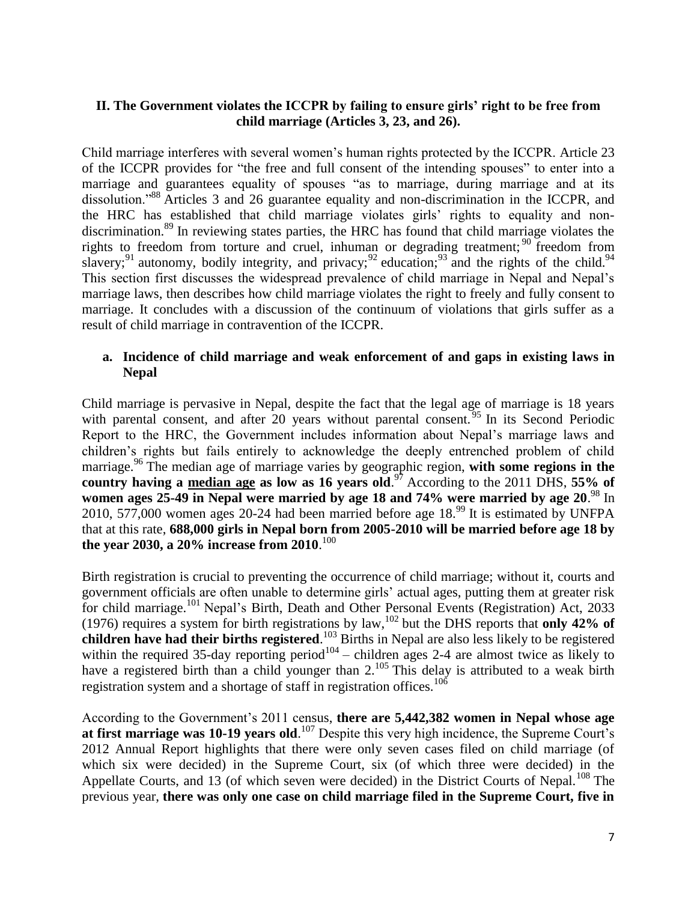## II. The Government violates the ICCPR by failing to ensure girls' right to be free from child marriage (Articles 3, 23, and 26).

Child marriage interferes with several women's human rights protected by the ICCPR. Article 23 of the ICCPR provides for "the free and full consent of the intending spouses" to enter into a marriage and guarantees equality of spouses "as to marriage, during marriage and at its dissolution."[88] Articles 3 and 26 guarantee equality and non-discrimination in the ICCPR, and the HRC has established that child marriage violates girls' rights to equality and non-discrimination.[89] In reviewing states parties, the HRC has found that child marriage violates the rights to freedom from torture and cruel, inhuman or degrading treatment;[90] freedom from slavery;[91] autonomy, bodily integrity, and privacy;[92] education;[93] and the rights of the child.[94] This section first discusses the widespread prevalence of child marriage in Nepal and Nepal's marriage laws, then describes how child marriage violates the right to freely and fully consent to marriage. It concludes with a discussion of the continuum of violations that girls suffer as a result of child marriage in contravention of the ICCPR.

### a. Incidence of child marriage and weak enforcement of and gaps in existing laws in Nepal

Child marriage is pervasive in Nepal, despite the fact that the legal age of marriage is 18 years with parental consent, and after 20 years without parental consent.[95] In its Second Periodic Report to the HRC, the Government includes information about Nepal's marriage laws and children's rights but fails entirely to acknowledge the deeply entrenched problem of child marriage.[96] The median age of marriage varies by geographic region, **with some regions in the country having a <u>median age</u> as low as 16 years old**.[97] According to the 2011 DHS, **55% of women ages 25-49 in Nepal were married by age 18 and 74% were married by age 20**.[98] In 2010, 577,000 women ages 20-24 had been married before age 18.[99] It is estimated by UNFPA that at this rate, **688,000 girls in Nepal born from 2005-2010 will be married before age 18 by the year 2030, a 20% increase from 2010**.[100]

Birth registration is crucial to preventing the occurrence of child marriage; without it, courts and government officials are often unable to determine girls' actual ages, putting them at greater risk for child marriage.[101] Nepal's Birth, Death and Other Personal Events (Registration) Act, 2033 (1976) requires a system for birth registrations by law,[102] but the DHS reports that **only 42% of children have had their births registered**.[103] Births in Nepal are also less likely to be registered within the required 35-day reporting period[104] – children ages 2-4 are almost twice as likely to have a registered birth than a child younger than 2.[105] This delay is attributed to a weak birth registration system and a shortage of staff in registration offices.[106]

According to the Government's 2011 census, **there are 5,442,382 women in Nepal whose age at first marriage was 10-19 years old**.[107] Despite this very high incidence, the Supreme Court's 2012 Annual Report highlights that there were only seven cases filed on child marriage (of which six were decided) in the Supreme Court, six (of which three were decided) in the Appellate Courts, and 13 (of which seven were decided) in the District Courts of Nepal.[108] The previous year, **there was only one case on child marriage filed in the Supreme Court, five in**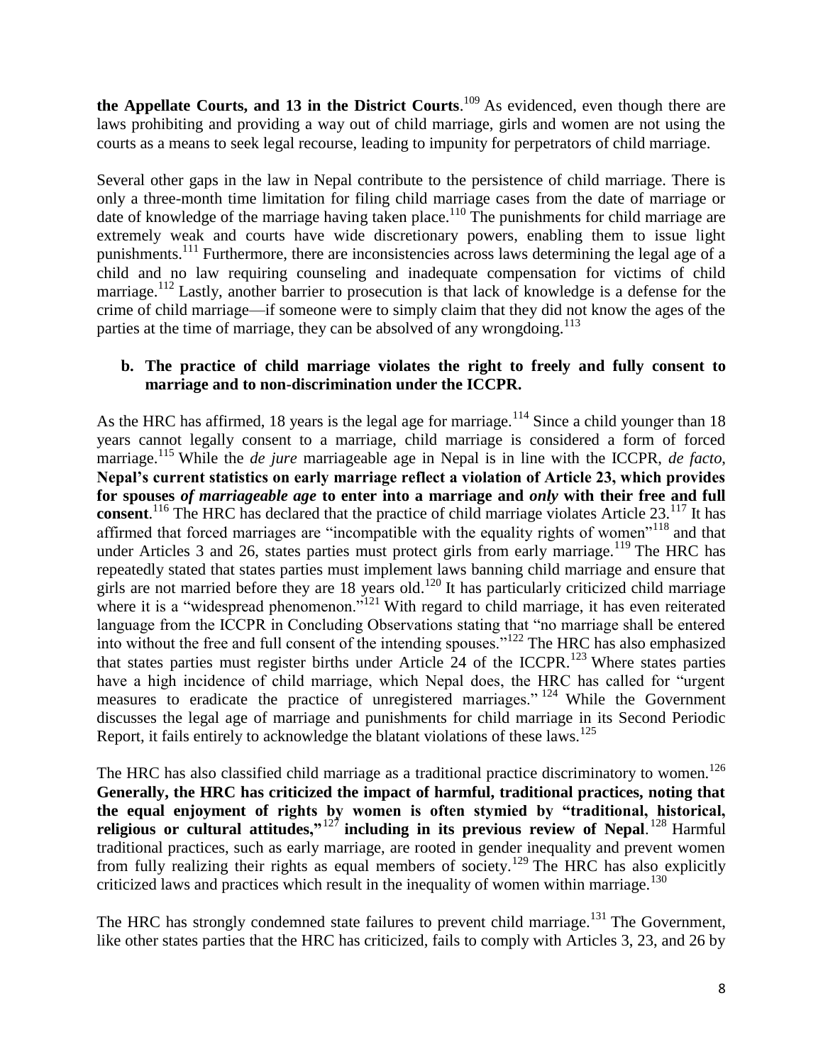**the Appellate Courts, and 13 in the District Courts**.[109] As evidenced, even though there are laws prohibiting and providing a way out of child marriage, girls and women are not using the courts as a means to seek legal recourse, leading to impunity for perpetrators of child marriage.

Several other gaps in the law in Nepal contribute to the persistence of child marriage. There is only a three-month time limitation for filing child marriage cases from the date of marriage or date of knowledge of the marriage having taken place.[110] The punishments for child marriage are extremely weak and courts have wide discretionary powers, enabling them to issue light punishments.[111] Furthermore, there are inconsistencies across laws determining the legal age of a child and no law requiring counseling and inadequate compensation for victims of child marriage.[112] Lastly, another barrier to prosecution is that lack of knowledge is a defense for the crime of child marriage—if someone were to simply claim that they did not know the ages of the parties at the time of marriage, they can be absolved of any wrongdoing.[113]

**b. The practice of child marriage violates the right to freely and fully consent to marriage and to non-discrimination under the ICCPR.**

As the HRC has affirmed, 18 years is the legal age for marriage.[114] Since a child younger than 18 years cannot legally consent to a marriage, child marriage is considered a form of forced marriage.[115] While the *de jure* marriageable age in Nepal is in line with the ICCPR, *de facto*, **Nepal's current statistics on early marriage reflect a violation of Article 23, which provides for spouses *of marriageable age* to enter into a marriage and *only* with their free and full consent**.[116] The HRC has declared that the practice of child marriage violates Article 23.[117] It has affirmed that forced marriages are "incompatible with the equality rights of women"[118] and that under Articles 3 and 26, states parties must protect girls from early marriage.[119] The HRC has repeatedly stated that states parties must implement laws banning child marriage and ensure that girls are not married before they are 18 years old.[120] It has particularly criticized child marriage where it is a "widespread phenomenon."[121] With regard to child marriage, it has even reiterated language from the ICCPR in Concluding Observations stating that "no marriage shall be entered into without the free and full consent of the intending spouses."[122] The HRC has also emphasized that states parties must register births under Article 24 of the ICCPR.[123] Where states parties have a high incidence of child marriage, which Nepal does, the HRC has called for "urgent measures to eradicate the practice of unregistered marriages."[124] While the Government discusses the legal age of marriage and punishments for child marriage in its Second Periodic Report, it fails entirely to acknowledge the blatant violations of these laws.[125]

The HRC has also classified child marriage as a traditional practice discriminatory to women.[126] **Generally, the HRC has criticized the impact of harmful, traditional practices, noting that the equal enjoyment of rights by women is often stymied by "traditional, historical, religious or cultural attitudes,"[127] including in its previous review of Nepal**.[128] Harmful traditional practices, such as early marriage, are rooted in gender inequality and prevent women from fully realizing their rights as equal members of society.[129] The HRC has also explicitly criticized laws and practices which result in the inequality of women within marriage.[130]

The HRC has strongly condemned state failures to prevent child marriage.[131] The Government, like other states parties that the HRC has criticized, fails to comply with Articles 3, 23, and 26 by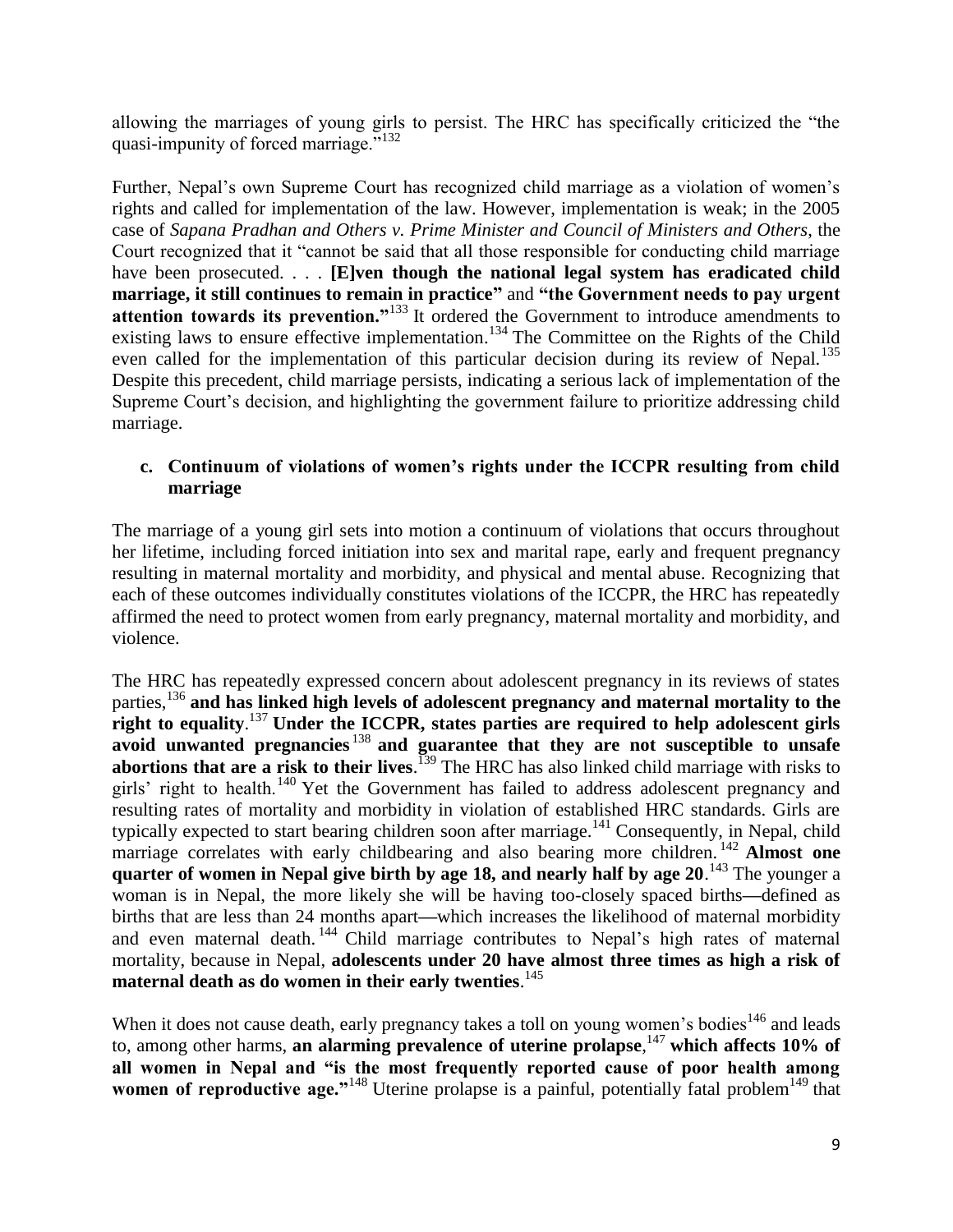allowing the marriages of young girls to persist. The HRC has specifically criticized the "the quasi-impunity of forced marriage."[132]

Further, Nepal's own Supreme Court has recognized child marriage as a violation of women's rights and called for implementation of the law. However, implementation is weak; in the 2005 case of *Sapana Pradhan and Others v. Prime Minister and Council of Ministers and Others*, the Court recognized that it "cannot be said that all those responsible for conducting child marriage have been prosecuted. . . . **[E]ven though the national legal system has eradicated child marriage, it still continues to remain in practice"** and **"the Government needs to pay urgent attention towards its prevention."**[133] It ordered the Government to introduce amendments to existing laws to ensure effective implementation.[134] The Committee on the Rights of the Child even called for the implementation of this particular decision during its review of Nepal.[135] Despite this precedent, child marriage persists, indicating a serious lack of implementation of the Supreme Court's decision, and highlighting the government failure to prioritize addressing child marriage.

### c. Continuum of violations of women's rights under the ICCPR resulting from child marriage

The marriage of a young girl sets into motion a continuum of violations that occurs throughout her lifetime, including forced initiation into sex and marital rape, early and frequent pregnancy resulting in maternal mortality and morbidity, and physical and mental abuse. Recognizing that each of these outcomes individually constitutes violations of the ICCPR, the HRC has repeatedly affirmed the need to protect women from early pregnancy, maternal mortality and morbidity, and violence.

The HRC has repeatedly expressed concern about adolescent pregnancy in its reviews of states parties,[136] **and has linked high levels of adolescent pregnancy and maternal mortality to the right to equality**.[137] **Under the ICCPR, states parties are required to help adolescent girls avoid unwanted pregnancies**[138] **and guarantee that they are not susceptible to unsafe abortions that are a risk to their lives**.[139] The HRC has also linked child marriage with risks to girls' right to health.[140] Yet the Government has failed to address adolescent pregnancy and resulting rates of mortality and morbidity in violation of established HRC standards. Girls are typically expected to start bearing children soon after marriage.[141] Consequently, in Nepal, child marriage correlates with early childbearing and also bearing more children.[142] **Almost one quarter of women in Nepal give birth by age 18, and nearly half by age 20**.[143] The younger a woman is in Nepal, the more likely she will be having too-closely spaced births—defined as births that are less than 24 months apart—which increases the likelihood of maternal morbidity and even maternal death.[144] Child marriage contributes to Nepal's high rates of maternal mortality, because in Nepal, **adolescents under 20 have almost three times as high a risk of maternal death as do women in their early twenties**.[145]

When it does not cause death, early pregnancy takes a toll on young women's bodies[146] and leads to, among other harms, **an alarming prevalence of uterine prolapse**,[147] **which affects 10% of all women in Nepal and "is the most frequently reported cause of poor health among women of reproductive age."**[148] Uterine prolapse is a painful, potentially fatal problem[149] that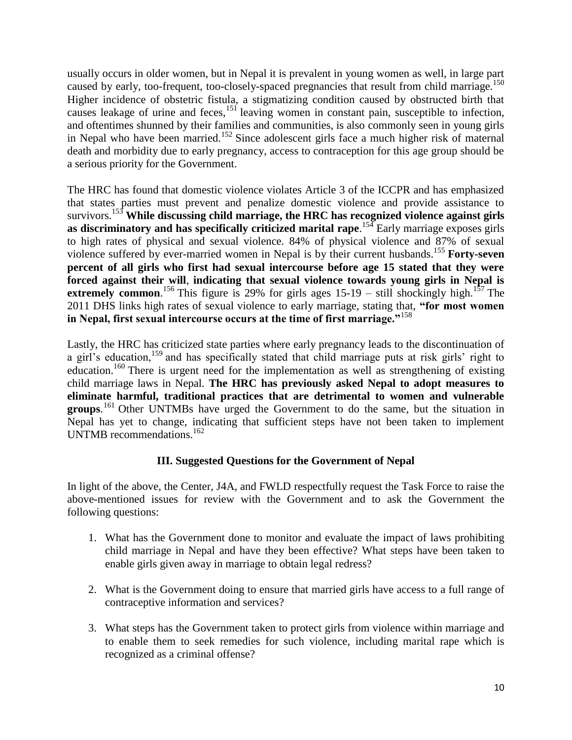usually occurs in older women, but in Nepal it is prevalent in young women as well, in large part caused by early, too-frequent, too-closely-spaced pregnancies that result from child marriage.[150] Higher incidence of obstetric fistula, a stigmatizing condition caused by obstructed birth that causes leakage of urine and feces,[151] leaving women in constant pain, susceptible to infection, and oftentimes shunned by their families and communities, is also commonly seen in young girls in Nepal who have been married.[152] Since adolescent girls face a much higher risk of maternal death and morbidity due to early pregnancy, access to contraception for this age group should be a serious priority for the Government.

The HRC has found that domestic violence violates Article 3 of the ICCPR and has emphasized that states parties must prevent and penalize domestic violence and provide assistance to survivors.[153] **While discussing child marriage, the HRC has recognized violence against girls as discriminatory and has specifically criticized marital rape**.[154] Early marriage exposes girls to high rates of physical and sexual violence. 84% of physical violence and 87% of sexual violence suffered by ever-married women in Nepal is by their current husbands.[155] **Forty-seven percent of all girls who first had sexual intercourse before age 15 stated that they were forced against their will**, **indicating that sexual violence towards young girls in Nepal is extremely common**.[156] This figure is 29% for girls ages 15-19 – still shockingly high.[157] The 2011 DHS links high rates of sexual violence to early marriage, stating that, **"for most women in Nepal, first sexual intercourse occurs at the time of first marriage."**[158]

Lastly, the HRC has criticized state parties where early pregnancy leads to the discontinuation of a girl's education,[159] and has specifically stated that child marriage puts at risk girls' right to education.[160] There is urgent need for the implementation as well as strengthening of existing child marriage laws in Nepal. **The HRC has previously asked Nepal to adopt measures to eliminate harmful, traditional practices that are detrimental to women and vulnerable groups**.[161] Other UNTMBs have urged the Government to do the same, but the situation in Nepal has yet to change, indicating that sufficient steps have not been taken to implement UNTMB recommendations.[162]

## III. Suggested Questions for the Government of Nepal

In light of the above, the Center, J4A, and FWLD respectfully request the Task Force to raise the above-mentioned issues for review with the Government and to ask the Government the following questions:

1. What has the Government done to monitor and evaluate the impact of laws prohibiting child marriage in Nepal and have they been effective? What steps have been taken to enable girls given away in marriage to obtain legal redress?

2. What is the Government doing to ensure that married girls have access to a full range of contraceptive information and services?

3. What steps has the Government taken to protect girls from violence within marriage and to enable them to seek remedies for such violence, including marital rape which is recognized as a criminal offense?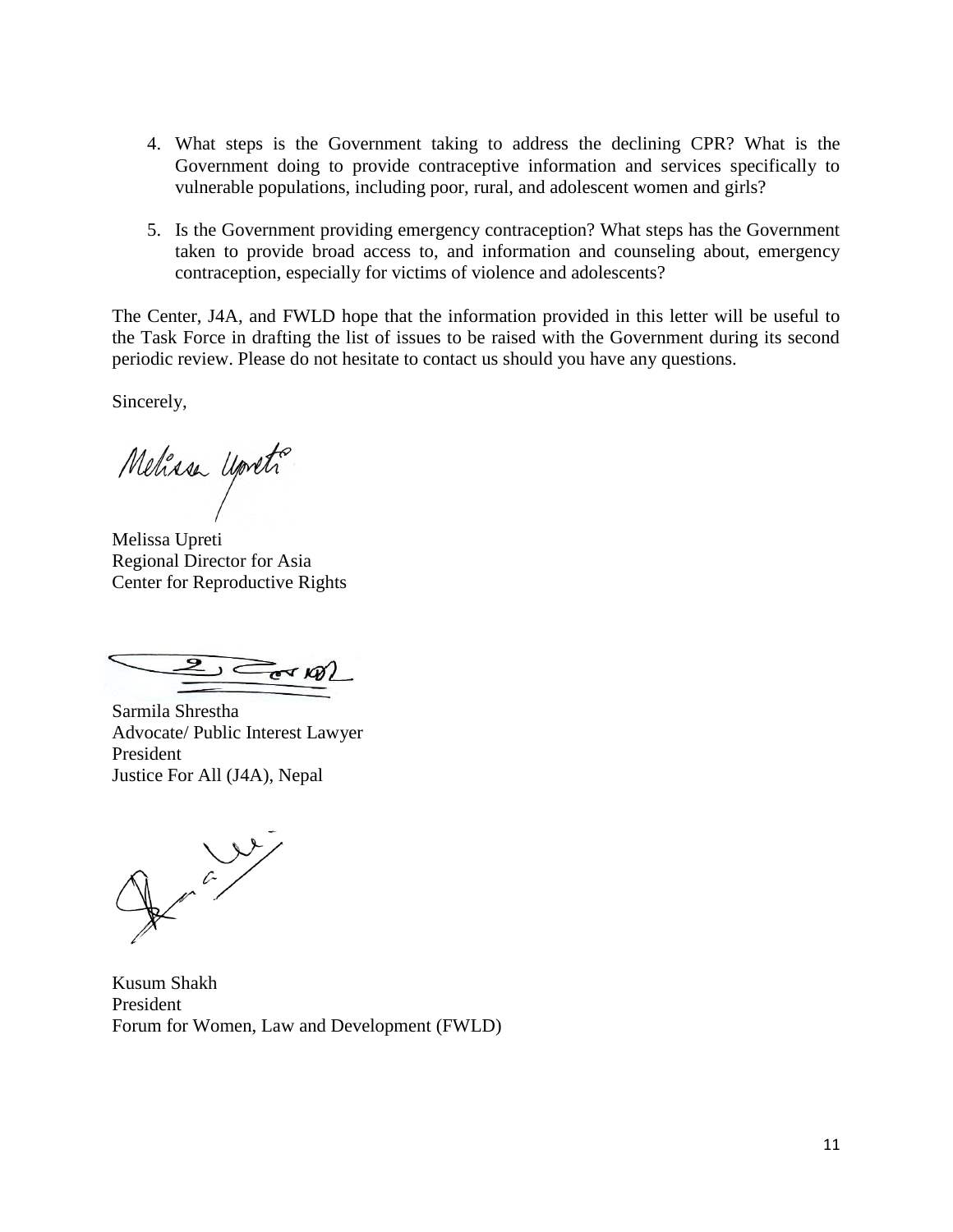4. What steps is the Government taking to address the declining CPR? What is the Government doing to provide contraceptive information and services specifically to vulnerable populations, including poor, rural, and adolescent women and girls?

5. Is the Government providing emergency contraception? What steps has the Government taken to provide broad access to, and information and counseling about, emergency contraception, especially for victims of violence and adolescents?

The Center, J4A, and FWLD hope that the information provided in this letter will be useful to the Task Force in drafting the list of issues to be raised with the Government during its second periodic review. Please do not hesitate to contact us should you have any questions.

Sincerely,

Melissa Upreti
Regional Director for Asia
Center for Reproductive Rights

Sarmila Shrestha
Advocate/ Public Interest Lawyer
President
Justice For All (J4A), Nepal

Kusum Shakh
President
Forum for Women, Law and Development (FWLD)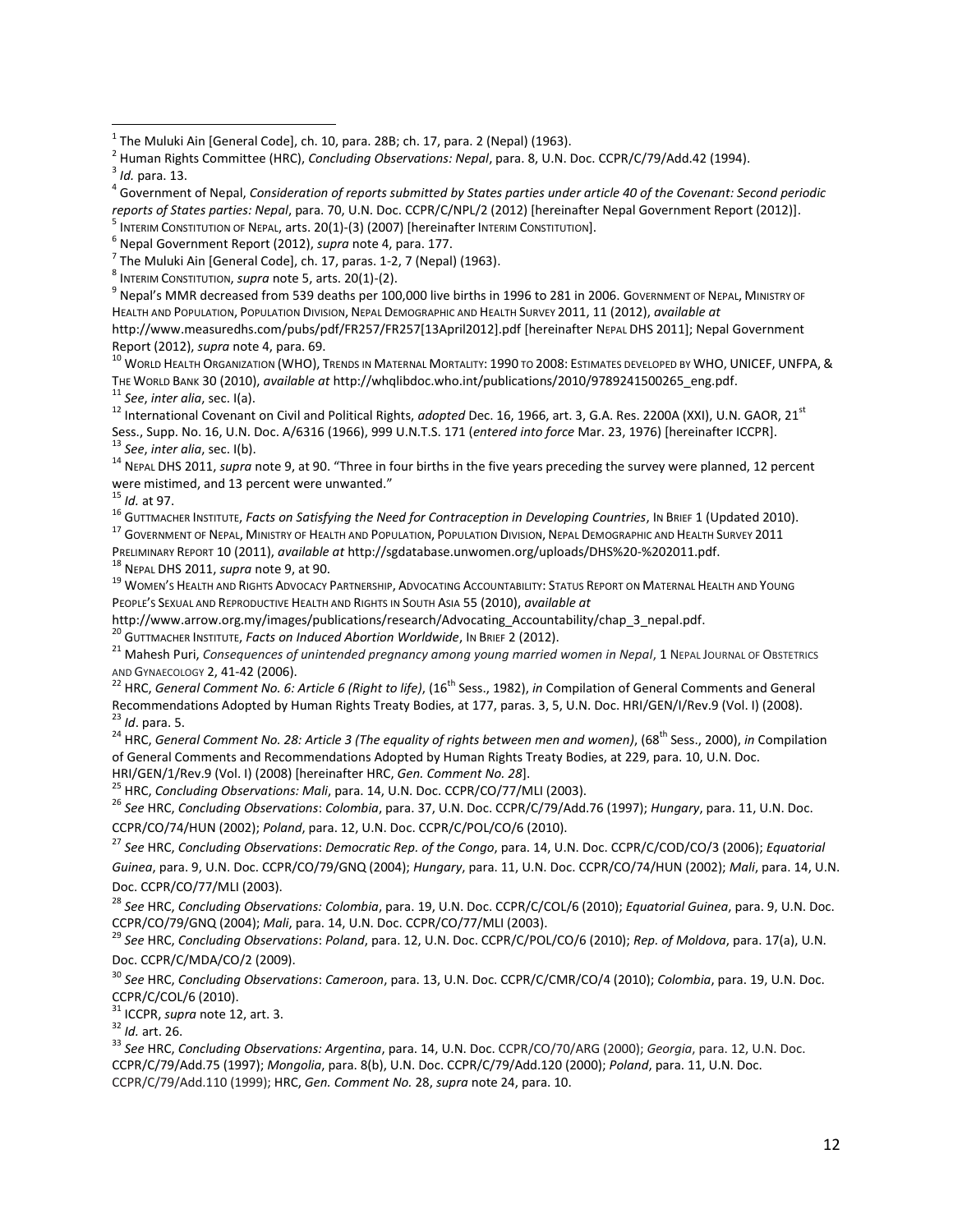[1] The Muluki Ain [General Code], ch. 10, para. 28B; ch. 17, para. 2 (Nepal) (1963).

[2] Human Rights Committee (HRC), *Concluding Observations: Nepal*, para. 8, U.N. Doc. CCPR/C/79/Add.42 (1994).

[3] *Id.* para. 13.

[4] Government of Nepal, *Consideration of reports submitted by States parties under article 40 of the Covenant: Second periodic reports of States parties: Nepal*, para. 70, U.N. Doc. CCPR/C/NPL/2 (2012) [hereinafter Nepal Government Report (2012)].

[5] INTERIM CONSTITUTION OF NEPAL, arts. 20(1)-(3) (2007) [hereinafter INTERIM CONSTITUTION].

[6] Nepal Government Report (2012), *supra* note 4, para. 177.

[7] The Muluki Ain [General Code], ch. 17, paras. 1-2, 7 (Nepal) (1963).

[8] INTERIM CONSTITUTION, *supra* note 5, arts. 20(1)-(2).

[9] Nepal's MMR decreased from 539 deaths per 100,000 live births in 1996 to 281 in 2006. GOVERNMENT OF NEPAL, MINISTRY OF HEALTH AND POPULATION, POPULATION DIVISION, NEPAL DEMOGRAPHIC AND HEALTH SURVEY 2011, 11 (2012), *available at* http://www.measuredhs.com/pubs/pdf/FR257/FR257[13April2012].pdf [hereinafter NEPAL DHS 2011]; Nepal Government Report (2012), *supra* note 4, para. 69.

[10] WORLD HEALTH ORGANIZATION (WHO), TRENDS IN MATERNAL MORTALITY: 1990 TO 2008: ESTIMATES DEVELOPED BY WHO, UNICEF, UNFPA, & THE WORLD BANK 30 (2010), *available at* http://whqlibdoc.who.int/publications/2010/9789241500265_eng.pdf.

[11] *See*, *inter alia*, sec. I(a).

[12] International Covenant on Civil and Political Rights, *adopted* Dec. 16, 1966, art. 3, G.A. Res. 2200A (XXI), U.N. GAOR, 21st Sess., Supp. No. 16, U.N. Doc. A/6316 (1966), 999 U.N.T.S. 171 (*entered into force* Mar. 23, 1976) [hereinafter ICCPR].

[13] *See*, *inter alia*, sec. I(b).

[14] NEPAL DHS 2011, *supra* note 9, at 90. "Three in four births in the five years preceding the survey were planned, 12 percent were mistimed, and 13 percent were unwanted."

[15] *Id.* at 97.

[16] GUTTMACHER INSTITUTE, *Facts on Satisfying the Need for Contraception in Developing Countries*, IN BRIEF 1 (Updated 2010).

[17] GOVERNMENT OF NEPAL, MINISTRY OF HEALTH AND POPULATION, POPULATION DIVISION, NEPAL DEMOGRAPHIC AND HEALTH SURVEY 2011 PRELIMINARY REPORT 10 (2011), *available at* http://sgdatabase.unwomen.org/uploads/DHS%20-%202011.pdf.

[18] NEPAL DHS 2011, *supra* note 9, at 90.

[19] WOMEN'S HEALTH AND RIGHTS ADVOCACY PARTNERSHIP, ADVOCATING ACCOUNTABILITY: STATUS REPORT ON MATERNAL HEALTH AND YOUNG PEOPLE'S SEXUAL AND REPRODUCTIVE HEALTH AND RIGHTS IN SOUTH ASIA 55 (2010), *available at* http://www.arrow.org.my/images/publications/research/Advocating_Accountability/chap_3_nepal.pdf.

[20] GUTTMACHER INSTITUTE, *Facts on Induced Abortion Worldwide*, IN BRIEF 2 (2012).

[21] Mahesh Puri, *Consequences of unintended pregnancy among young married women in Nepal*, 1 NEPAL JOURNAL OF OBSTETRICS AND GYNAECOLOGY 2, 41-42 (2006).

[22] HRC, *General Comment No. 6: Article 6 (Right to life)*, (16th Sess., 1982), *in* Compilation of General Comments and General Recommendations Adopted by Human Rights Treaty Bodies, at 177, paras. 3, 5, U.N. Doc. HRI/GEN/I/Rev.9 (Vol. I) (2008).

[23] *Id*. para. 5.

[24] HRC, *General Comment No. 28: Article 3 (The equality of rights between men and women)*, (68th Sess., 2000), *in* Compilation of General Comments and Recommendations Adopted by Human Rights Treaty Bodies, at 229, para. 10, U.N. Doc. HRI/GEN/1/Rev.9 (Vol. I) (2008) [hereinafter HRC, *Gen. Comment No. 28*].

[25] HRC, *Concluding Observations: Mali*, para. 14, U.N. Doc. CCPR/CO/77/MLI (2003).

[26] *See* HRC, *Concluding Observations*: *Colombia*, para. 37, U.N. Doc. CCPR/C/79/Add.76 (1997); *Hungary*, para. 11, U.N. Doc. CCPR/CO/74/HUN (2002); *Poland*, para. 12, U.N. Doc. CCPR/C/POL/CO/6 (2010).

[27] *See* HRC, *Concluding Observations*: *Democratic Rep. of the Congo*, para. 14, U.N. Doc. CCPR/C/COD/CO/3 (2006); *Equatorial Guinea*, para. 9, U.N. Doc. CCPR/CO/79/GNQ (2004); *Hungary*, para. 11, U.N. Doc. CCPR/CO/74/HUN (2002); *Mali*, para. 14, U.N. Doc. CCPR/CO/77/MLI (2003).

[28] *See* HRC, *Concluding Observations: Colombia*, para. 19, U.N. Doc. CCPR/C/COL/6 (2010); *Equatorial Guinea*, para. 9, U.N. Doc. CCPR/CO/79/GNQ (2004); *Mali*, para. 14, U.N. Doc. CCPR/CO/77/MLI (2003).

[29] *See* HRC, *Concluding Observations*: *Poland*, para. 12, U.N. Doc. CCPR/C/POL/CO/6 (2010); *Rep. of Moldova*, para. 17(a), U.N. Doc. CCPR/C/MDA/CO/2 (2009).

[30] *See* HRC, *Concluding Observations*: *Cameroon*, para. 13, U.N. Doc. CCPR/C/CMR/CO/4 (2010); *Colombia*, para. 19, U.N. Doc. CCPR/C/COL/6 (2010).

[31] ICCPR, *supra* note 12, art. 3.

[32] *Id.* art. 26.

[33] *See* HRC, *Concluding Observations: Argentina*, para. 14, U.N. Doc. CCPR/CO/70/ARG (2000); *Georgia*, para. 12, U.N. Doc. CCPR/C/79/Add.75 (1997); *Mongolia*, para. 8(b), U.N. Doc. CCPR/C/79/Add.120 (2000); *Poland*, para. 11, U.N. Doc. CCPR/C/79/Add.110 (1999); HRC, *Gen. Comment No.* 28, *supra* note 24, para. 10.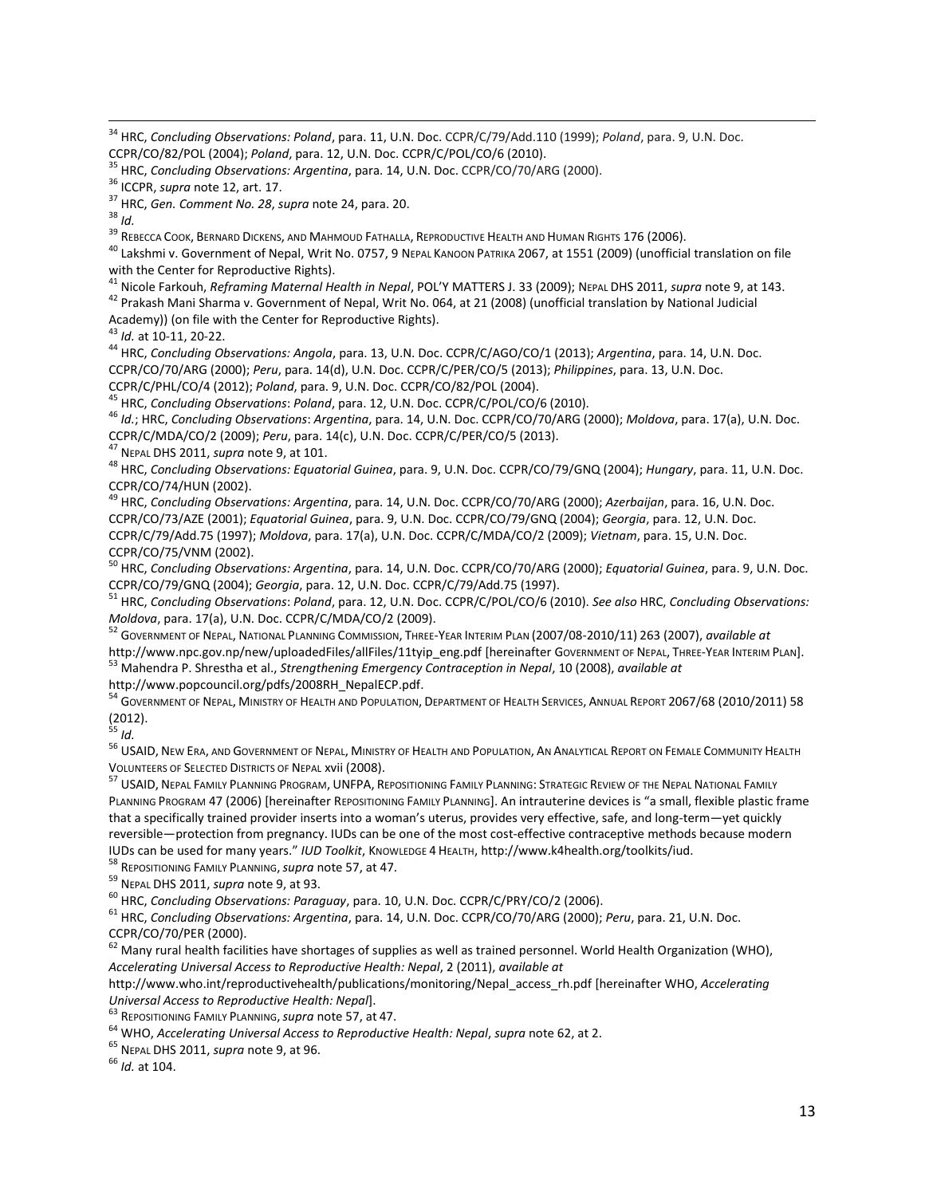[34] HRC, *Concluding Observations: Poland*, para. 11, U.N. Doc. CCPR/C/79/Add.110 (1999); *Poland*, para. 9, U.N. Doc. CCPR/CO/82/POL (2004); *Poland*, para. 12, U.N. Doc. CCPR/C/POL/CO/6 (2010).

[35] HRC, *Concluding Observations: Argentina*, para. 14, U.N. Doc. CCPR/CO/70/ARG (2000).

[36] ICCPR, *supra* note 12, art. 17.

[37] HRC, *Gen. Comment No. 28*, *supra* note 24, para. 20.

[38] *Id.*

[39] REBECCA COOK, BERNARD DICKENS, AND MAHMOUD FATHALLA, REPRODUCTIVE HEALTH AND HUMAN RIGHTS 176 (2006).

[40] Lakshmi v. Government of Nepal, Writ No. 0757, 9 NEPAL KANOON PATRIKA 2067, at 1551 (2009) (unofficial translation on file with the Center for Reproductive Rights).

[41] Nicole Farkouh, *Reframing Maternal Health in Nepal*, POL'Y MATTERS J. 33 (2009); NEPAL DHS 2011, *supra* note 9, at 143.

[42] Prakash Mani Sharma v. Government of Nepal, Writ No. 064, at 21 (2008) (unofficial translation by National Judicial Academy)) (on file with the Center for Reproductive Rights).

[43] *Id.* at 10-11, 20-22.

[44] HRC, *Concluding Observations: Angola*, para. 13, U.N. Doc. CCPR/C/AGO/CO/1 (2013); *Argentina*, para. 14, U.N. Doc. CCPR/CO/70/ARG (2000); *Peru*, para. 14(d), U.N. Doc. CCPR/C/PER/CO/5 (2013); *Philippines*, para. 13, U.N. Doc. CCPR/C/PHL/CO/4 (2012); *Poland*, para. 9, U.N. Doc. CCPR/CO/82/POL (2004).

[45] HRC, *Concluding Observations*: *Poland*, para. 12, U.N. Doc. CCPR/C/POL/CO/6 (2010).

[46] *Id.*; HRC, *Concluding Observations*: *Argentina*, para. 14, U.N. Doc. CCPR/CO/70/ARG (2000); *Moldova*, para. 17(a), U.N. Doc. CCPR/C/MDA/CO/2 (2009); *Peru*, para. 14(c), U.N. Doc. CCPR/C/PER/CO/5 (2013).

[47] NEPAL DHS 2011, *supra* note 9, at 101.

[48] HRC, *Concluding Observations: Equatorial Guinea*, para. 9, U.N. Doc. CCPR/CO/79/GNQ (2004); *Hungary*, para. 11, U.N. Doc. CCPR/CO/74/HUN (2002).

[49] HRC, *Concluding Observations: Argentina*, para. 14, U.N. Doc. CCPR/CO/70/ARG (2000); *Azerbaijan*, para. 16, U.N. Doc. CCPR/CO/73/AZE (2001); *Equatorial Guinea*, para. 9, U.N. Doc. CCPR/CO/79/GNQ (2004); *Georgia*, para. 12, U.N. Doc. CCPR/C/79/Add.75 (1997); *Moldova*, para. 17(a), U.N. Doc. CCPR/C/MDA/CO/2 (2009); *Vietnam*, para. 15, U.N. Doc. CCPR/CO/75/VNM (2002).

[50] HRC, *Concluding Observations: Argentina*, para. 14, U.N. Doc. CCPR/CO/70/ARG (2000); *Equatorial Guinea*, para. 9, U.N. Doc. CCPR/CO/79/GNQ (2004); *Georgia*, para. 12, U.N. Doc. CCPR/C/79/Add.75 (1997).

[51] HRC, *Concluding Observations*: *Poland*, para. 12, U.N. Doc. CCPR/C/POL/CO/6 (2010). *See also* HRC, *Concluding Observations: Moldova*, para. 17(a), U.N. Doc. CCPR/C/MDA/CO/2 (2009).

[52] GOVERNMENT OF NEPAL, NATIONAL PLANNING COMMISSION, THREE-YEAR INTERIM PLAN (2007/08-2010/11) 263 (2007), *available at* http://www.npc.gov.np/new/uploadedFiles/allFiles/11tyip_eng.pdf [hereinafter GOVERNMENT OF NEPAL, THREE-YEAR INTERIM PLAN].

[53] Mahendra P. Shrestha et al., *Strengthening Emergency Contraception in Nepal*, 10 (2008), *available at* http://www.popcouncil.org/pdfs/2008RH_NepalECP.pdf.

[54] GOVERNMENT OF NEPAL, MINISTRY OF HEALTH AND POPULATION, DEPARTMENT OF HEALTH SERVICES, ANNUAL REPORT 2067/68 (2010/2011) 58 (2012).

[55] *Id.*

[56] USAID, NEW ERA, AND GOVERNMENT OF NEPAL, MINISTRY OF HEALTH AND POPULATION, AN ANALYTICAL REPORT ON FEMALE COMMUNITY HEALTH VOLUNTEERS OF SELECTED DISTRICTS OF NEPAL xvii (2008).

[57] USAID, NEPAL FAMILY PLANNING PROGRAM, UNFPA, REPOSITIONING FAMILY PLANNING: STRATEGIC REVIEW OF THE NEPAL NATIONAL FAMILY PLANNING PROGRAM 47 (2006) [hereinafter REPOSITIONING FAMILY PLANNING]. An intrauterine devices is "a small, flexible plastic frame that a specifically trained provider inserts into a woman's uterus, provides very effective, safe, and long-term—yet quickly reversible—protection from pregnancy. IUDs can be one of the most cost-effective contraceptive methods because modern IUDs can be used for many years." *IUD Toolkit*, KNOWLEDGE 4 HEALTH, http://www.k4health.org/toolkits/iud.

[58] REPOSITIONING FAMILY PLANNING, *supra* note 57, at 47.

[59] NEPAL DHS 2011, *supra* note 9, at 93.

[60] HRC, *Concluding Observations: Paraguay*, para. 10, U.N. Doc. CCPR/C/PRY/CO/2 (2006).

[61] HRC, *Concluding Observations: Argentina*, para. 14, U.N. Doc. CCPR/CO/70/ARG (2000); *Peru*, para. 21, U.N. Doc. CCPR/CO/70/PER (2000).

[62] Many rural health facilities have shortages of supplies as well as trained personnel. World Health Organization (WHO), *Accelerating Universal Access to Reproductive Health: Nepal*, 2 (2011), *available at* http://www.who.int/reproductivehealth/publications/monitoring/Nepal_access_rh.pdf [hereinafter WHO, *Accelerating Universal Access to Reproductive Health: Nepal*].

[63] REPOSITIONING FAMILY PLANNING, *supra* note 57, at 47.

[64] WHO, *Accelerating Universal Access to Reproductive Health: Nepal*, *supra* note 62, at 2.

[65] NEPAL DHS 2011, *supra* note 9, at 96.

[66] *Id.* at 104.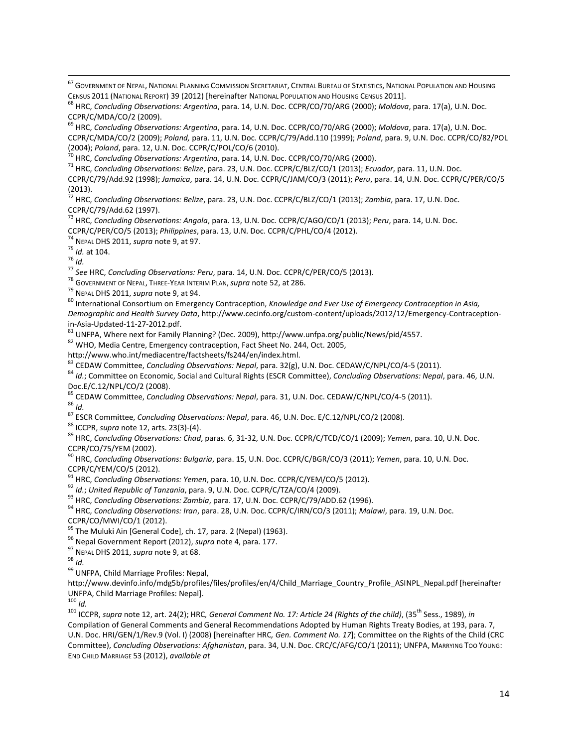[67] GOVERNMENT OF NEPAL, NATIONAL PLANNING COMMISSION SECRETARIAT, CENTRAL BUREAU OF STATISTICS, NATIONAL POPULATION AND HOUSING CENSUS 2011 (NATIONAL REPORT) 39 (2012) [hereinafter NATIONAL POPULATION AND HOUSING CENSUS 2011].

[68] HRC, *Concluding Observations: Argentina*, para. 14, U.N. Doc. CCPR/CO/70/ARG (2000); *Moldova*, para. 17(a), U.N. Doc. CCPR/C/MDA/CO/2 (2009).

[69] HRC, *Concluding Observations: Argentina*, para. 14, U.N. Doc. CCPR/CO/70/ARG (2000); *Moldova*, para. 17(a), U.N. Doc. CCPR/C/MDA/CO/2 (2009); *Poland,* para. 11, U.N. Doc. CCPR/C/79/Add.110 (1999); *Poland*, para. 9, U.N. Doc. CCPR/CO/82/POL (2004); *Poland*, para. 12, U.N. Doc. CCPR/C/POL/CO/6 (2010).

[70] HRC, *Concluding Observations: Argentina*, para. 14, U.N. Doc. CCPR/CO/70/ARG (2000).

[71] HRC, *Concluding Observations: Belize*, para. 23, U.N. Doc. CCPR/C/BLZ/CO/1 (2013); *Ecuador*, para. 11, U.N. Doc. CCPR/C/79/Add.92 (1998); *Jamaica*, para. 14, U.N. Doc. CCPR/C/JAM/CO/3 (2011); *Peru*, para. 14, U.N. Doc. CCPR/C/PER/CO/5 (2013).

[72] HRC, *Concluding Observations: Belize*, para. 23, U.N. Doc. CCPR/C/BLZ/CO/1 (2013); *Zambia*, para. 17, U.N. Doc. CCPR/C/79/Add.62 (1997).

[73] HRC, *Concluding Observations: Angola*, para. 13, U.N. Doc. CCPR/C/AGO/CO/1 (2013); *Peru*, para. 14, U.N. Doc. CCPR/C/PER/CO/5 (2013); *Philippines*, para. 13, U.N. Doc. CCPR/C/PHL/CO/4 (2012).

[74] NEPAL DHS 2011, *supra* note 9, at 97.

[75] *Id.* at 104.

[76] *Id.*

[77] *See* HRC, *Concluding Observations: Peru*, para. 14, U.N. Doc. CCPR/C/PER/CO/5 (2013).

[78] GOVERNMENT OF NEPAL, THREE-YEAR INTERIM PLAN, *supra* note 52, at 286.

[79] NEPAL DHS 2011, *supra* note 9, at 94.

[80] International Consortium on Emergency Contraception, *Knowledge and Ever Use of Emergency Contraception in Asia, Demographic and Health Survey Data*, http://www.cecinfo.org/custom-content/uploads/2012/12/Emergency-Contraception-in-Asia-Updated-11-27-2012.pdf.

[81] UNFPA, Where next for Family Planning? (Dec. 2009), http://www.unfpa.org/public/News/pid/4557.

[82] WHO, Media Centre, Emergency contraception, Fact Sheet No. 244, Oct. 2005, http://www.who.int/mediacentre/factsheets/fs244/en/index.html.

[83] CEDAW Committee, *Concluding Observations: Nepal*, para. 32(g), U.N. Doc. CEDAW/C/NPL/CO/4-5 (2011).

[84] *Id.*; Committee on Economic, Social and Cultural Rights (ESCR Committee), *Concluding Observations: Nepal*, para. 46, U.N. Doc.E/C.12/NPL/CO/2 (2008).

[85] CEDAW Committee, *Concluding Observations: Nepal*, para. 31, U.N. Doc. CEDAW/C/NPL/CO/4-5 (2011).

[86] *Id.*

[87] ESCR Committee, *Concluding Observations: Nepal*, para. 46, U.N. Doc. E/C.12/NPL/CO/2 (2008).

[88] ICCPR, *supra* note 12, arts. 23(3)-(4).

[89] HRC, *Concluding Observations: Chad*, paras. 6, 31-32, U.N. Doc. CCPR/C/TCD/CO/1 (2009); *Yemen*, para. 10, U.N. Doc. CCPR/CO/75/YEM (2002).

[90] HRC, *Concluding Observations: Bulgaria*, para. 15, U.N. Doc. CCPR/C/BGR/CO/3 (2011); *Yemen*, para. 10, U.N. Doc. CCPR/C/YEM/CO/5 (2012).

[91] HRC, *Concluding Observations: Yemen*, para. 10, U.N. Doc. CCPR/C/YEM/CO/5 (2012).

[92] *Id.*; *United Republic of Tanzania*, para. 9, U.N. Doc. CCPR/C/TZA/CO/4 (2009).

[93] HRC, *Concluding Observations: Zambia*, para. 17, U.N. Doc. CCPR/C/79/ADD.62 (1996).

[94] HRC, *Concluding Observations: Iran*, para. 28, U.N. Doc. CCPR/C/IRN/CO/3 (2011); *Malawi*, para. 19, U.N. Doc. CCPR/CO/MWI/CO/1 (2012).

[95] The Muluki Ain [General Code], ch. 17, para. 2 (Nepal) (1963).

[96] Nepal Government Report (2012), *supra* note 4, para. 177.

[97] NEPAL DHS 2011, *supra* note 9, at 68.

[98] *Id.*

[99] UNFPA, Child Marriage Profiles: Nepal, http://www.devinfo.info/mdg5b/profiles/files/profiles/en/4/Child_Marriage_Country_Profile_ASINPL_Nepal.pdf [hereinafter UNFPA, Child Marriage Profiles: Nepal].

[100] *Id.*

[101] ICCPR, *supra* note 12, art. 24(2); HRC*, General Comment No. 17: Article 24 (Rights of the child)*, (35th Sess., 1989), *in* Compilation of General Comments and General Recommendations Adopted by Human Rights Treaty Bodies, at 193, para. 7, U.N. Doc. HRI/GEN/1/Rev.9 (Vol. I) (2008) [hereinafter HRC*, Gen. Comment No. 17*]; Committee on the Rights of the Child (CRC Committee), *Concluding Observations: Afghanistan*, para. 34, U.N. Doc. CRC/C/AFG/CO/1 (2011); UNFPA, MARRYING TOO YOUNG: END CHILD MARRIAGE 53 (2012), *available at*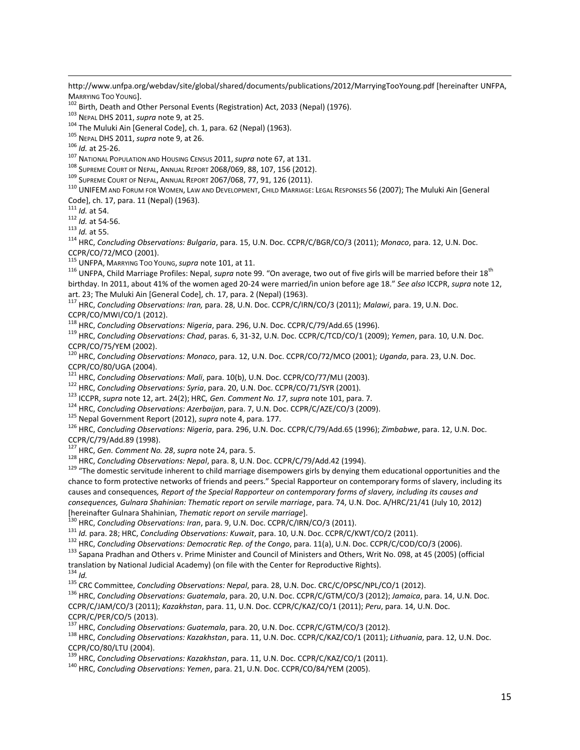http://www.unfpa.org/webdav/site/global/shared/documents/publications/2012/MarryingTooYoung.pdf [hereinafter UNFPA, MARRYING TOO YOUNG].

[102] Birth, Death and Other Personal Events (Registration) Act, 2033 (Nepal) (1976).

[103] NEPAL DHS 2011, *supra* note 9, at 25.

[104] The Muluki Ain [General Code], ch. 1, para. 62 (Nepal) (1963).

[105] NEPAL DHS 2011, *supra* note 9, at 26.

[106] *Id.* at 25-26.

[107] NATIONAL POPULATION AND HOUSING CENSUS 2011, *supra* note 67, at 131.

[108] SUPREME COURT OF NEPAL, ANNUAL REPORT 2068/069, 88, 107, 156 (2012).

[109] SUPREME COURT OF NEPAL, ANNUAL REPORT 2067/068, 77, 91, 126 (2011).

[110] UNIFEM AND FORUM FOR WOMEN, LAW AND DEVELOPMENT, CHILD MARRIAGE: LEGAL RESPONSES 56 (2007); The Muluki Ain [General Code], ch. 17, para. 11 (Nepal) (1963).

[111] *Id.* at 54.

[112] *Id.* at 54-56.

[113] *Id.* at 55.

[114] HRC, *Concluding Observations: Bulgaria*, para. 15, U.N. Doc. CCPR/C/BGR/CO/3 (2011); *Monaco*, para. 12, U.N. Doc. CCPR/CO/72/MCO (2001).

[115] UNFPA, MARRYING TOO YOUNG, *supra* note 101, at 11.

[116] UNFPA, Child Marriage Profiles: Nepal, *supra* note 99. "On average, two out of five girls will be married before their 18th birthday. In 2011, about 41% of the women aged 20-24 were married/in union before age 18." *See also* ICCPR, *supra* note 12, art. 23; The Muluki Ain [General Code], ch. 17, para. 2 (Nepal) (1963).

[117] HRC, *Concluding Observations: Iran,* para. 28, U.N. Doc. CCPR/C/IRN/CO/3 (2011); *Malawi*, para. 19, U.N. Doc. CCPR/CO/MWI/CO/1 (2012).

[118] HRC, *Concluding Observations: Nigeria*, para. 296, U.N. Doc. CCPR/C/79/Add.65 (1996).

[119] HRC, *Concluding Observations: Chad*, paras. 6, 31-32, U.N. Doc. CCPR/C/TCD/CO/1 (2009); *Yemen*, para. 10, U.N. Doc. CCPR/CO/75/YEM (2002).

[120] HRC, *Concluding Observations: Monaco*, para. 12, U.N. Doc. CCPR/CO/72/MCO (2001); *Uganda*, para. 23, U.N. Doc. CCPR/CO/80/UGA (2004).

[121] HRC, *Concluding Observations: Mali*, para. 10(b), U.N. Doc. CCPR/CO/77/MLI (2003).

[122] HRC, *Concluding Observations: Syria*, para. 20, U.N. Doc. CCPR/CO/71/SYR (2001).

[123] ICCPR, *supra* note 12, art. 24(2); HRC*, Gen. Comment No. 17*, *supra* note 101, para. 7.

[124] HRC, *Concluding Observations: Azerbaijan*, para. 7, U.N. Doc. CCPR/C/AZE/CO/3 (2009).

[125] Nepal Government Report (2012), *supra* note 4, para. 177.

[126] HRC, *Concluding Observations: Nigeria*, para. 296, U.N. Doc. CCPR/C/79/Add.65 (1996); *Zimbabwe*, para. 12, U.N. Doc. CCPR/C/79/Add.89 (1998).

[127] HRC, *Gen. Comment No. 28*, *supra* note 24, para. 5.

[128] HRC, *Concluding Observations: Nepal*, para. 8, U.N. Doc. CCPR/C/79/Add.42 (1994).

[129] "The domestic servitude inherent to child marriage disempowers girls by denying them educational opportunities and the chance to form protective networks of friends and peers." Special Rapporteur on contemporary forms of slavery, including its causes and consequences*, Report of the Special Rapporteur on contemporary forms of slavery, including its causes and consequences, Gulnara Shahinian: Thematic report on servile marriage*, para. 74, U.N. Doc. A/HRC/21/41 (July 10, 2012) [hereinafter Gulnara Shahinian, *Thematic report on servile marriage*].

[130] HRC, *Concluding Observations: Iran*, para. 9, U.N. Doc. CCPR/C/IRN/CO/3 (2011).

[131] *Id.* para. 28; HRC, *Concluding Observations: Kuwait*, para. 10, U.N. Doc. CCPR/C/KWT/CO/2 (2011).

[132] HRC, *Concluding Observations: Democratic Rep. of the Congo*, para. 11(a), U.N. Doc. CCPR/C/COD/CO/3 (2006).

[133] Sapana Pradhan and Others v. Prime Minister and Council of Ministers and Others, Writ No. 098, at 45 (2005) (official translation by National Judicial Academy) (on file with the Center for Reproductive Rights).

[134] *Id.*

[135] CRC Committee, *Concluding Observations: Nepal*, para. 28, U.N. Doc. CRC/C/OPSC/NPL/CO/1 (2012).

[136] HRC, *Concluding Observations: Guatemala*, para. 20, U.N. Doc. CCPR/C/GTM/CO/3 (2012); *Jamaica*, para. 14, U.N. Doc. CCPR/C/JAM/CO/3 (2011); *Kazakhstan*, para. 11, U.N. Doc. CCPR/C/KAZ/CO/1 (2011); *Peru*, para. 14, U.N. Doc. CCPR/C/PER/CO/5 (2013).

[137] HRC, *Concluding Observations: Guatemala*, para. 20, U.N. Doc. CCPR/C/GTM/CO/3 (2012).

[138] HRC, *Concluding Observations: Kazakhstan*, para. 11, U.N. Doc. CCPR/C/KAZ/CO/1 (2011); *Lithuania*, para. 12, U.N. Doc. CCPR/CO/80/LTU (2004).

[139] HRC, *Concluding Observations: Kazakhstan*, para. 11, U.N. Doc. CCPR/C/KAZ/CO/1 (2011).

[140] HRC, *Concluding Observations: Yemen*, para. 21, U.N. Doc. CCPR/CO/84/YEM (2005).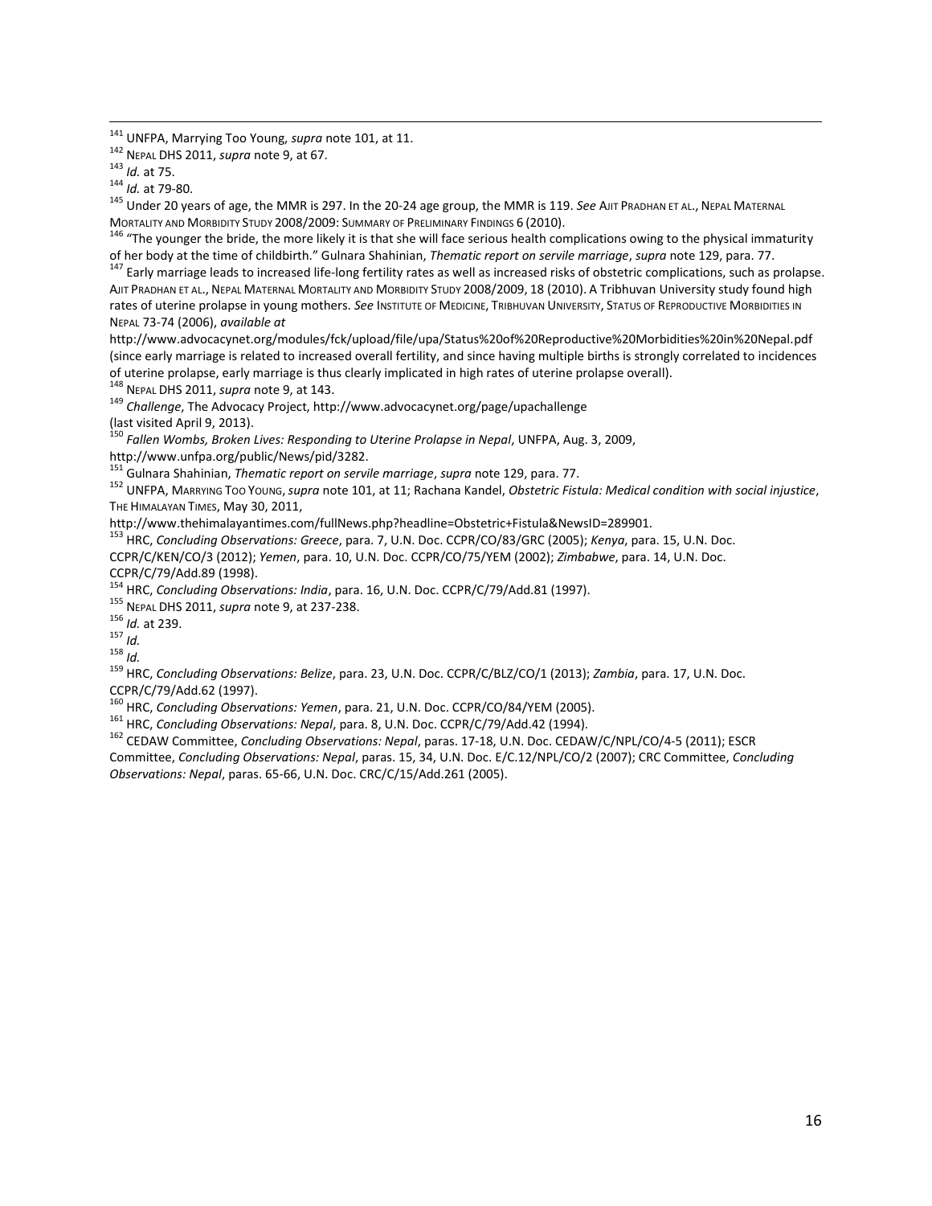[141] UNFPA, Marrying Too Young, *supra* note 101, at 11.

[142] Nepal DHS 2011, *supra* note 9, at 67.

[143] *Id.* at 75.

[144] *Id.* at 79-80.

[145] Under 20 years of age, the MMR is 297. In the 20-24 age group, the MMR is 119. *See* Ajit Pradhan et al., Nepal Maternal Mortality and Morbidity Study 2008/2009: Summary of Preliminary Findings 6 (2010).

[146] "The younger the bride, the more likely it is that she will face serious health complications owing to the physical immaturity of her body at the time of childbirth." Gulnara Shahinian, *Thematic report on servile marriage*, *supra* note 129, para. 77.

[147] Early marriage leads to increased life-long fertility rates as well as increased risks of obstetric complications, such as prolapse. Ajit Pradhan et al., Nepal Maternal Mortality and Morbidity Study 2008/2009, 18 (2010). A Tribhuvan University study found high rates of uterine prolapse in young mothers. *See* Institute of Medicine, Tribhuvan University, Status of Reproductive Morbidities in Nepal 73-74 (2006), *available at* http://www.advocacynet.org/modules/fck/upload/file/upa/Status%20of%20Reproductive%20Morbidities%20in%20Nepal.pdf (since early marriage is related to increased overall fertility, and since having multiple births is strongly correlated to incidences of uterine prolapse, early marriage is thus clearly implicated in high rates of uterine prolapse overall).

[148] Nepal DHS 2011, *supra* note 9, at 143.

[149] *Challenge*, The Advocacy Project, http://www.advocacynet.org/page/upachallenge (last visited April 9, 2013).

[150] *Fallen Wombs, Broken Lives: Responding to Uterine Prolapse in Nepal*, UNFPA, Aug. 3, 2009, http://www.unfpa.org/public/News/pid/3282.

[151] Gulnara Shahinian, *Thematic report on servile marriage*, *supra* note 129, para. 77.

[152] UNFPA, Marrying Too Young, *supra* note 101, at 11; Rachana Kandel, *Obstetric Fistula: Medical condition with social injustice*, The Himalayan Times, May 30, 2011, http://www.thehimalayantimes.com/fullNews.php?headline=Obstetric+Fistula&NewsID=289901.

[153] HRC, *Concluding Observations: Greece*, para. 7, U.N. Doc. CCPR/CO/83/GRC (2005); *Kenya*, para. 15, U.N. Doc. CCPR/C/KEN/CO/3 (2012); *Yemen*, para. 10, U.N. Doc. CCPR/CO/75/YEM (2002); *Zimbabwe*, para. 14, U.N. Doc. CCPR/C/79/Add.89 (1998).

[154] HRC, *Concluding Observations: India*, para. 16, U.N. Doc. CCPR/C/79/Add.81 (1997).

[155] Nepal DHS 2011, *supra* note 9, at 237-238.

[156] *Id.* at 239.

[157] *Id.*

[158] *Id.*

[159] HRC, *Concluding Observations: Belize*, para. 23, U.N. Doc. CCPR/C/BLZ/CO/1 (2013); *Zambia*, para. 17, U.N. Doc. CCPR/C/79/Add.62 (1997).

[160] HRC, *Concluding Observations: Yemen*, para. 21, U.N. Doc. CCPR/CO/84/YEM (2005).

[161] HRC, *Concluding Observations: Nepal*, para. 8, U.N. Doc. CCPR/C/79/Add.42 (1994).

[162] CEDAW Committee, *Concluding Observations: Nepal*, paras. 17-18, U.N. Doc. CEDAW/C/NPL/CO/4-5 (2011); ESCR Committee, *Concluding Observations: Nepal*, paras. 15, 34, U.N. Doc. E/C.12/NPL/CO/2 (2007); CRC Committee, *Concluding Observations: Nepal*, paras. 65-66, U.N. Doc. CRC/C/15/Add.261 (2005).